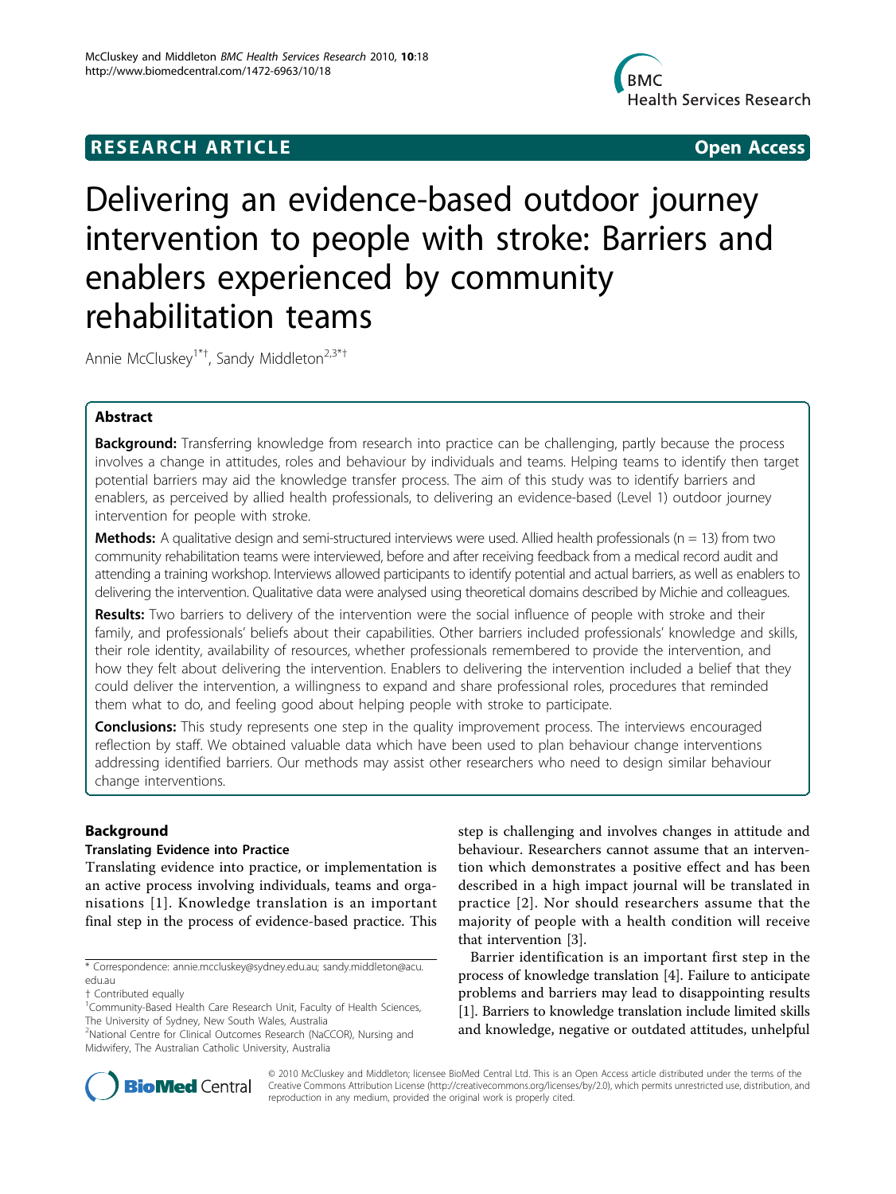**RESEARCH ARTICLE** **Open Access**

# Delivering an evidence-based outdoor journey intervention to people with stroke: Barriers and enablers experienced by community rehabilitation teams

Annie McCluskey[1*†], Sandy Middleton[2,3*†]

## Abstract

**Background:** Transferring knowledge from research into practice can be challenging, partly because the process involves a change in attitudes, roles and behaviour by individuals and teams. Helping teams to identify then target potential barriers may aid the knowledge transfer process. The aim of this study was to identify barriers and enablers, as perceived by allied health professionals, to delivering an evidence-based (Level 1) outdoor journey intervention for people with stroke.

**Methods:** A qualitative design and semi-structured interviews were used. Allied health professionals (n = 13) from two community rehabilitation teams were interviewed, before and after receiving feedback from a medical record audit and attending a training workshop. Interviews allowed participants to identify potential and actual barriers, as well as enablers to delivering the intervention. Qualitative data were analysed using theoretical domains described by Michie and colleagues.

**Results:** Two barriers to delivery of the intervention were the social influence of people with stroke and their family, and professionals' beliefs about their capabilities. Other barriers included professionals' knowledge and skills, their role identity, availability of resources, whether professionals remembered to provide the intervention, and how they felt about delivering the intervention. Enablers to delivering the intervention included a belief that they could deliver the intervention, a willingness to expand and share professional roles, procedures that reminded them what to do, and feeling good about helping people with stroke to participate.

**Conclusions:** This study represents one step in the quality improvement process. The interviews encouraged reflection by staff. We obtained valuable data which have been used to plan behaviour change interventions addressing identified barriers. Our methods may assist other researchers who need to design similar behaviour change interventions.

## Background

### Translating Evidence into Practice

Translating evidence into practice, or implementation is an active process involving individuals, teams and organisations [1]. Knowledge translation is an important final step in the process of evidence-based practice. This step is challenging and involves changes in attitude and behaviour. Researchers cannot assume that an intervention which demonstrates a positive effect and has been described in a high impact journal will be translated in practice [2]. Nor should researchers assume that the majority of people with a health condition will receive that intervention [3].

Barrier identification is an important first step in the process of knowledge translation [4]. Failure to anticipate problems and barriers may lead to disappointing results [1]. Barriers to knowledge translation include limited skills and knowledge, negative or outdated attitudes, unhelpful

\* Correspondence: annie.mccluskey@sydney.edu.au; sandy.middleton@acu.edu.au

† Contributed equally

[1]Community-Based Health Care Research Unit, Faculty of Health Sciences, The University of Sydney, New South Wales, Australia

[2]National Centre for Clinical Outcomes Research (NaCCOR), Nursing and Midwifery, The Australian Catholic University, Australia

© 2010 McCluskey and Middleton; licensee BioMed Central Ltd. This is an Open Access article distributed under the terms of the Creative Commons Attribution License (http://creativecommons.org/licenses/by/2.0), which permits unrestricted use, distribution, and reproduction in any medium, provided the original work is properly cited.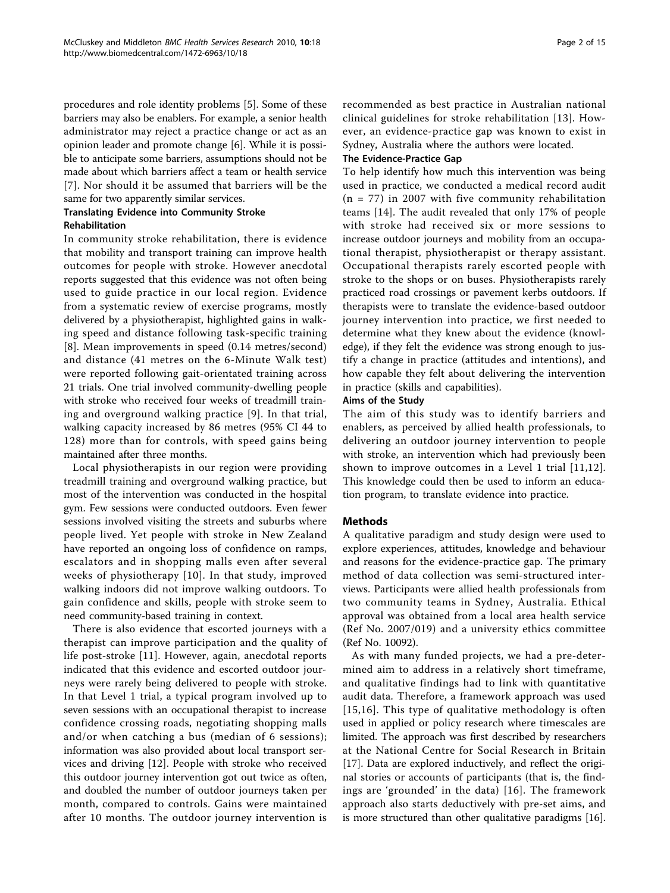procedures and role identity problems [5]. Some of these barriers may also be enablers. For example, a senior health administrator may reject a practice change or act as an opinion leader and promote change [6]. While it is possible to anticipate some barriers, assumptions should not be made about which barriers affect a team or health service [7]. Nor should it be assumed that barriers will be the same for two apparently similar services.

### Translating Evidence into Community Stroke Rehabilitation

In community stroke rehabilitation, there is evidence that mobility and transport training can improve health outcomes for people with stroke. However anecdotal reports suggested that this evidence was not often being used to guide practice in our local region. Evidence from a systematic review of exercise programs, mostly delivered by a physiotherapist, highlighted gains in walking speed and distance following task-specific training [8]. Mean improvements in speed (0.14 metres/second) and distance (41 metres on the 6-Minute Walk test) were reported following gait-orientated training across 21 trials. One trial involved community-dwelling people with stroke who received four weeks of treadmill training and overground walking practice [9]. In that trial, walking capacity increased by 86 metres (95% CI 44 to 128) more than for controls, with speed gains being maintained after three months.

Local physiotherapists in our region were providing treadmill training and overground walking practice, but most of the intervention was conducted in the hospital gym. Few sessions were conducted outdoors. Even fewer sessions involved visiting the streets and suburbs where people lived. Yet people with stroke in New Zealand have reported an ongoing loss of confidence on ramps, escalators and in shopping malls even after several weeks of physiotherapy [10]. In that study, improved walking indoors did not improve walking outdoors. To gain confidence and skills, people with stroke seem to need community-based training in context.

There is also evidence that escorted journeys with a therapist can improve participation and the quality of life post-stroke [11]. However, again, anecdotal reports indicated that this evidence and escorted outdoor journeys were rarely being delivered to people with stroke. In that Level 1 trial, a typical program involved up to seven sessions with an occupational therapist to increase confidence crossing roads, negotiating shopping malls and/or when catching a bus (median of 6 sessions); information was also provided about local transport services and driving [12]. People with stroke who received this outdoor journey intervention got out twice as often, and doubled the number of outdoor journeys taken per month, compared to controls. Gains were maintained after 10 months. The outdoor journey intervention is recommended as best practice in Australian national clinical guidelines for stroke rehabilitation [13]. However, an evidence-practice gap was known to exist in Sydney, Australia where the authors were located.

### The Evidence-Practice Gap

To help identify how much this intervention was being used in practice, we conducted a medical record audit (n = 77) in 2007 with five community rehabilitation teams [14]. The audit revealed that only 17% of people with stroke had received six or more sessions to increase outdoor journeys and mobility from an occupational therapist, physiotherapist or therapy assistant. Occupational therapists rarely escorted people with stroke to the shops or on buses. Physiotherapists rarely practiced road crossings or pavement kerbs outdoors. If therapists were to translate the evidence-based outdoor journey intervention into practice, we first needed to determine what they knew about the evidence (knowledge), if they felt the evidence was strong enough to justify a change in practice (attitudes and intentions), and how capable they felt about delivering the intervention in practice (skills and capabilities).

### Aims of the Study

The aim of this study was to identify barriers and enablers, as perceived by allied health professionals, to delivering an outdoor journey intervention to people with stroke, an intervention which had previously been shown to improve outcomes in a Level 1 trial [11,12]. This knowledge could then be used to inform an education program, to translate evidence into practice.

## Methods

A qualitative paradigm and study design were used to explore experiences, attitudes, knowledge and behaviour and reasons for the evidence-practice gap. The primary method of data collection was semi-structured interviews. Participants were allied health professionals from two community teams in Sydney, Australia. Ethical approval was obtained from a local area health service (Ref No. 2007/019) and a university ethics committee (Ref No. 10092).

As with many funded projects, we had a pre-determined aim to address in a relatively short timeframe, and qualitative findings had to link with quantitative audit data. Therefore, a framework approach was used [15,16]. This type of qualitative methodology is often used in applied or policy research where timescales are limited. The approach was first described by researchers at the National Centre for Social Research in Britain [17]. Data are explored inductively, and reflect the original stories or accounts of participants (that is, the findings are 'grounded' in the data) [16]. The framework approach also starts deductively with pre-set aims, and is more structured than other qualitative paradigms [16].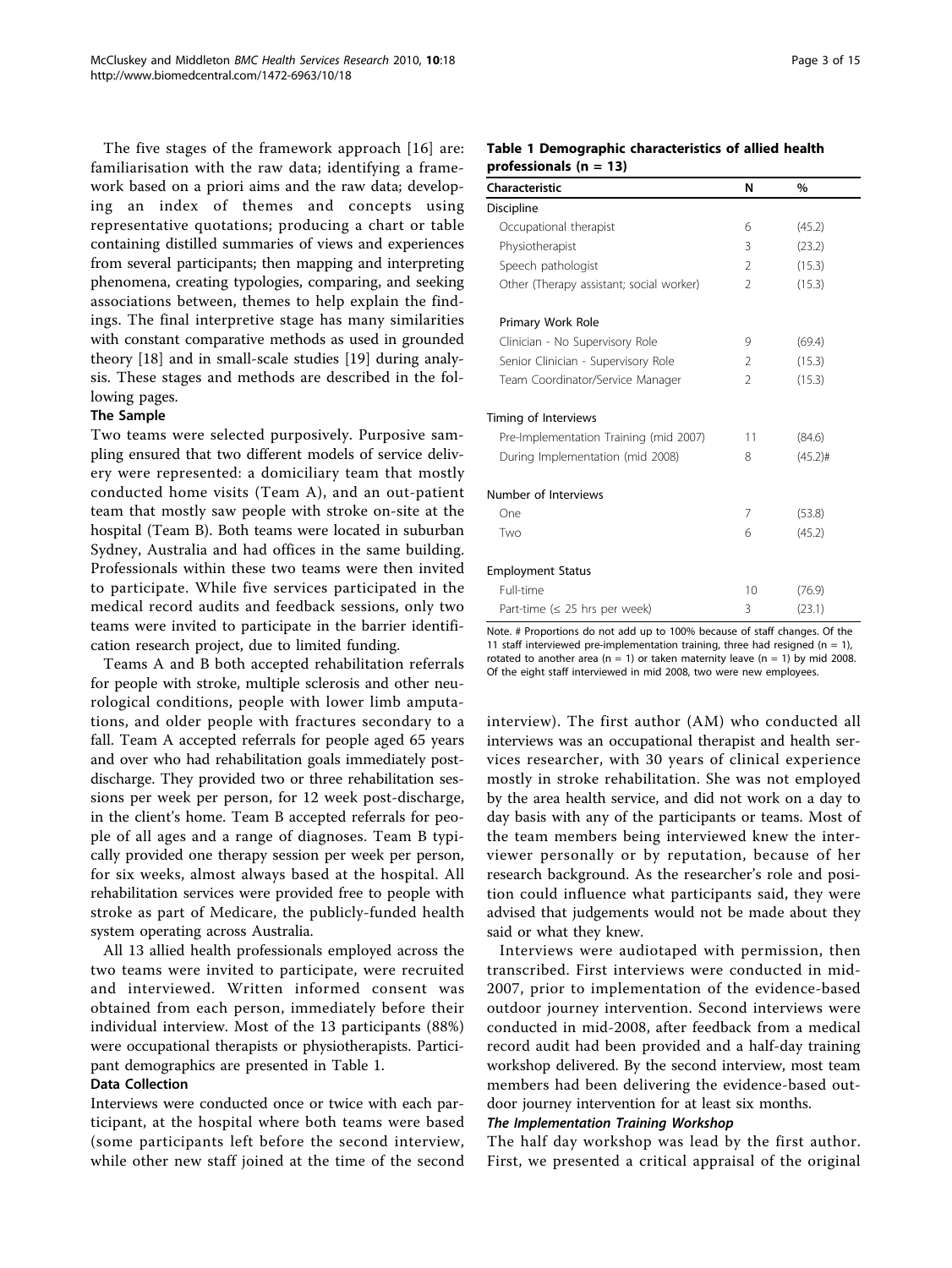The five stages of the framework approach [16] are: familiarisation with the raw data; identifying a framework based on a priori aims and the raw data; developing an index of themes and concepts using representative quotations; producing a chart or table containing distilled summaries of views and experiences from several participants; then mapping and interpreting phenomena, creating typologies, comparing, and seeking associations between, themes to help explain the findings. The final interpretive stage has many similarities with constant comparative methods as used in grounded theory [18] and in small-scale studies [19] during analysis. These stages and methods are described in the following pages.

### The Sample

Two teams were selected purposively. Purposive sampling ensured that two different models of service delivery were represented: a domiciliary team that mostly conducted home visits (Team A), and an out-patient team that mostly saw people with stroke on-site at the hospital (Team B). Both teams were located in suburban Sydney, Australia and had offices in the same building. Professionals within these two teams were then invited to participate. While five services participated in the medical record audits and feedback sessions, only two teams were invited to participate in the barrier identification research project, due to limited funding.

Teams A and B both accepted rehabilitation referrals for people with stroke, multiple sclerosis and other neurological conditions, people with lower limb amputations, and older people with fractures secondary to a fall. Team A accepted referrals for people aged 65 years and over who had rehabilitation goals immediately post-discharge. They provided two or three rehabilitation sessions per week per person, for 12 week post-discharge, in the client's home. Team B accepted referrals for people of all ages and a range of diagnoses. Team B typically provided one therapy session per week per person, for six weeks, almost always based at the hospital. All rehabilitation services were provided free to people with stroke as part of Medicare, the publicly-funded health system operating across Australia.

All 13 allied health professionals employed across the two teams were invited to participate, were recruited and interviewed. Written informed consent was obtained from each person, immediately before their individual interview. Most of the 13 participants (88%) were occupational therapists or physiotherapists. Participant demographics are presented in Table 1.

**Table 1 Demographic characteristics of allied health professionals (n = 13)**

| Characteristic | N | % |
|---|---|---|
| Discipline | | |
| Occupational therapist | 6 | (45.2) |
| Physiotherapist | 3 | (23.2) |
| Speech pathologist | 2 | (15.3) |
| Other (Therapy assistant; social worker) | 2 | (15.3) |
| Primary Work Role | | |
| Clinician - No Supervisory Role | 9 | (69.4) |
| Senior Clinician - Supervisory Role | 2 | (15.3) |
| Team Coordinator/Service Manager | 2 | (15.3) |
| Timing of Interviews | | |
| Pre-Implementation Training (mid 2007) | 11 | (84.6) |
| During Implementation (mid 2008) | 8 | (45.2)# |
| Number of Interviews | | |
| One | 7 | (53.8) |
| Two | 6 | (45.2) |
| Employment Status | | |
| Full-time | 10 | (76.9) |
| Part-time (≤ 25 hrs per week) | 3 | (23.1) |

Note. # Proportions do not add up to 100% because of staff changes. Of the 11 staff interviewed pre-implementation training, three had resigned (n = 1), rotated to another area (n = 1) or taken maternity leave (n = 1) by mid 2008. Of the eight staff interviewed in mid 2008, two were new employees.

### Data Collection

Interviews were conducted once or twice with each participant, at the hospital where both teams were based (some participants left before the second interview, while other new staff joined at the time of the second interview). The first author (AM) who conducted all interviews was an occupational therapist and health services researcher, with 30 years of clinical experience mostly in stroke rehabilitation. She was not employed by the area health service, and did not work on a day to day basis with any of the participants or teams. Most of the team members being interviewed knew the interviewer personally or by reputation, because of her research background. As the researcher's role and position could influence what participants said, they were advised that judgements would not be made about they said or what they knew.

Interviews were audiotaped with permission, then transcribed. First interviews were conducted in mid-2007, prior to implementation of the evidence-based outdoor journey intervention. Second interviews were conducted in mid-2008, after feedback from a medical record audit had been provided and a half-day training workshop delivered. By the second interview, most team members had been delivering the evidence-based outdoor journey intervention for at least six months.

#### *The Implementation Training Workshop*

The half day workshop was lead by the first author. First, we presented a critical appraisal of the original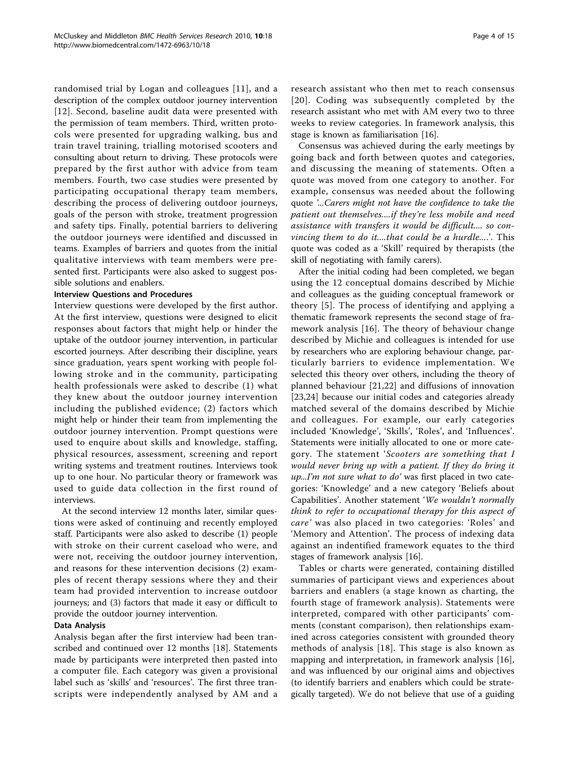randomised trial by Logan and colleagues [11], and a description of the complex outdoor journey intervention [12]. Second, baseline audit data were presented with the permission of team members. Third, written protocols were presented for upgrading walking, bus and train travel training, trialling motorised scooters and consulting about return to driving. These protocols were prepared by the first author with advice from team members. Fourth, two case studies were presented by participating occupational therapy team members, describing the process of delivering outdoor journeys, goals of the person with stroke, treatment progression and safety tips. Finally, potential barriers to delivering the outdoor journeys were identified and discussed in teams. Examples of barriers and quotes from the initial qualitative interviews with team members were presented first. Participants were also asked to suggest possible solutions and enablers.

### Interview Questions and Procedures

Interview questions were developed by the first author. At the first interview, questions were designed to elicit responses about factors that might help or hinder the uptake of the outdoor journey intervention, in particular escorted journeys. After describing their discipline, years since graduation, years spent working with people following stroke and in the community, participating health professionals were asked to describe (1) what they knew about the outdoor journey intervention including the published evidence; (2) factors which might help or hinder their team from implementing the outdoor journey intervention. Prompt questions were used to enquire about skills and knowledge, staffing, physical resources, assessment, screening and report writing systems and treatment routines. Interviews took up to one hour. No particular theory or framework was used to guide data collection in the first round of interviews.

At the second interview 12 months later, similar questions were asked of continuing and recently employed staff. Participants were also asked to describe (1) people with stroke on their current caseload who were, and were not, receiving the outdoor journey intervention, and reasons for these intervention decisions (2) examples of recent therapy sessions where they and their team had provided intervention to increase outdoor journeys; and (3) factors that made it easy or difficult to provide the outdoor journey intervention.

### Data Analysis

Analysis began after the first interview had been transcribed and continued over 12 months [18]. Statements made by participants were interpreted then pasted into a computer file. Each category was given a provisional label such as 'skills' and 'resources'. The first three transcripts were independently analysed by AM and a research assistant who then met to reach consensus [20]. Coding was subsequently completed by the research assistant who met with AM every two to three weeks to review categories. In framework analysis, this stage is known as familiarisation [16].

Consensus was achieved during the early meetings by going back and forth between quotes and categories, and discussing the meaning of statements. Often a quote was moved from one category to another. For example, consensus was needed about the following quote *'...Carers might not have the confidence to take the patient out themselves....if they're less mobile and need assistance with transfers it would be difficult.... so convincing them to do it....that could be a hurdle....'*. This quote was coded as a 'Skill' required by therapists (the skill of negotiating with family carers).

After the initial coding had been completed, we began using the 12 conceptual domains described by Michie and colleagues as the guiding conceptual framework or theory [5]. The process of identifying and applying a thematic framework represents the second stage of framework analysis [16]. The theory of behaviour change described by Michie and colleagues is intended for use by researchers who are exploring behaviour change, particularly barriers to evidence implementation. We selected this theory over others, including the theory of planned behaviour [21,22] and diffusions of innovation [23,24] because our initial codes and categories already matched several of the domains described by Michie and colleagues. For example, our early categories included 'Knowledge', 'Skills', 'Roles', and 'Influences'. Statements were initially allocated to one or more category. The statement '*Scooters are something that I would never bring up with a patient. If they do bring it up...I'm not sure what to do*' was first placed in two categories: 'Knowledge' and a new category 'Beliefs about Capabilities'. Another statement '*We wouldn't normally think to refer to occupational therapy for this aspect of care*' was also placed in two categories: 'Roles' and 'Memory and Attention'. The process of indexing data against an indentified framework equates to the third stages of framework analysis [16].

Tables or charts were generated, containing distilled summaries of participant views and experiences about barriers and enablers (a stage known as charting, the fourth stage of framework analysis). Statements were interpreted, compared with other participants' comments (constant comparison), then relationships examined across categories consistent with grounded theory methods of analysis [18]. This stage is also known as mapping and interpretation, in framework analysis [16], and was influenced by our original aims and objectives (to identify barriers and enablers which could be strategically targeted). We do not believe that use of a guiding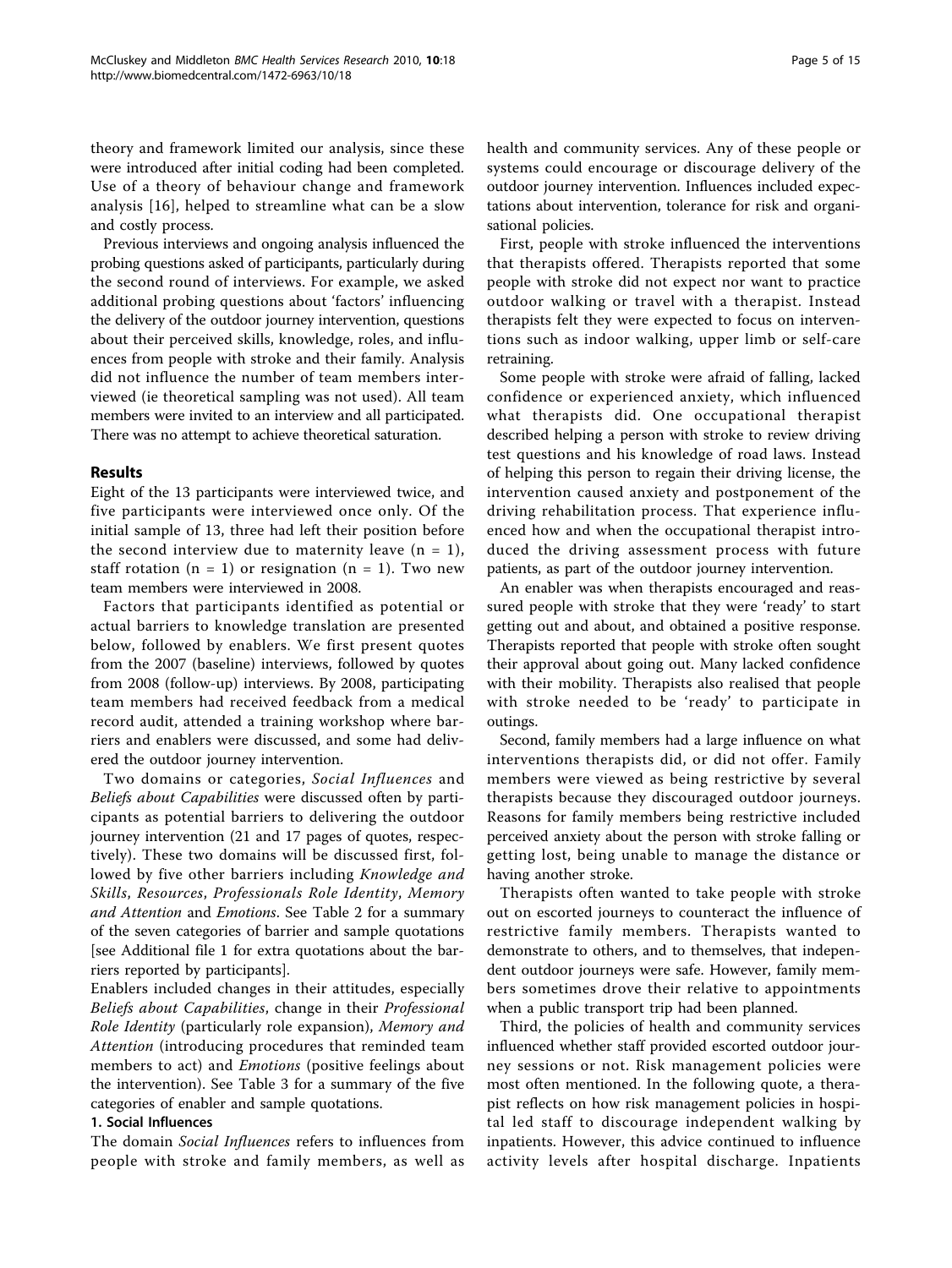theory and framework limited our analysis, since these were introduced after initial coding had been completed. Use of a theory of behaviour change and framework analysis [16], helped to streamline what can be a slow and costly process.

Previous interviews and ongoing analysis influenced the probing questions asked of participants, particularly during the second round of interviews. For example, we asked additional probing questions about 'factors' influencing the delivery of the outdoor journey intervention, questions about their perceived skills, knowledge, roles, and influences from people with stroke and their family. Analysis did not influence the number of team members interviewed (ie theoretical sampling was not used). All team members were invited to an interview and all participated. There was no attempt to achieve theoretical saturation.

## Results

Eight of the 13 participants were interviewed twice, and five participants were interviewed once only. Of the initial sample of 13, three had left their position before the second interview due to maternity leave (n = 1), staff rotation (n = 1) or resignation (n = 1). Two new team members were interviewed in 2008.

Factors that participants identified as potential or actual barriers to knowledge translation are presented below, followed by enablers. We first present quotes from the 2007 (baseline) interviews, followed by quotes from 2008 (follow-up) interviews. By 2008, participating team members had received feedback from a medical record audit, attended a training workshop where barriers and enablers were discussed, and some had delivered the outdoor journey intervention.

Two domains or categories, *Social Influences* and *Beliefs about Capabilities* were discussed often by participants as potential barriers to delivering the outdoor journey intervention (21 and 17 pages of quotes, respectively). These two domains will be discussed first, followed by five other barriers including *Knowledge and Skills*, *Resources*, *Professionals Role Identity*, *Memory and Attention* and *Emotions*. See Table 2 for a summary of the seven categories of barrier and sample quotations [see Additional file 1 for extra quotations about the barriers reported by participants].

Enablers included changes in their attitudes, especially *Beliefs about Capabilities*, change in their *Professional Role Identity* (particularly role expansion), *Memory and Attention* (introducing procedures that reminded team members to act) and *Emotions* (positive feelings about the intervention). See Table 3 for a summary of the five categories of enabler and sample quotations.

### 1. Social Influences

The domain *Social Influences* refers to influences from people with stroke and family members, as well as health and community services. Any of these people or systems could encourage or discourage delivery of the outdoor journey intervention. Influences included expectations about intervention, tolerance for risk and organisational policies.

First, people with stroke influenced the interventions that therapists offered. Therapists reported that some people with stroke did not expect nor want to practice outdoor walking or travel with a therapist. Instead therapists felt they were expected to focus on interventions such as indoor walking, upper limb or self-care retraining.

Some people with stroke were afraid of falling, lacked confidence or experienced anxiety, which influenced what therapists did. One occupational therapist described helping a person with stroke to review driving test questions and his knowledge of road laws. Instead of helping this person to regain their driving license, the intervention caused anxiety and postponement of the driving rehabilitation process. That experience influenced how and when the occupational therapist introduced the driving assessment process with future patients, as part of the outdoor journey intervention.

An enabler was when therapists encouraged and reassured people with stroke that they were 'ready' to start getting out and about, and obtained a positive response. Therapists reported that people with stroke often sought their approval about going out. Many lacked confidence with their mobility. Therapists also realised that people with stroke needed to be 'ready' to participate in outings.

Second, family members had a large influence on what interventions therapists did, or did not offer. Family members were viewed as being restrictive by several therapists because they discouraged outdoor journeys. Reasons for family members being restrictive included perceived anxiety about the person with stroke falling or getting lost, being unable to manage the distance or having another stroke.

Therapists often wanted to take people with stroke out on escorted journeys to counteract the influence of restrictive family members. Therapists wanted to demonstrate to others, and to themselves, that independent outdoor journeys were safe. However, family members sometimes drove their relative to appointments when a public transport trip had been planned.

Third, the policies of health and community services influenced whether staff provided escorted outdoor journey sessions or not. Risk management policies were most often mentioned. In the following quote, a therapist reflects on how risk management policies in hospital led staff to discourage independent walking by inpatients. However, this advice continued to influence activity levels after hospital discharge. Inpatients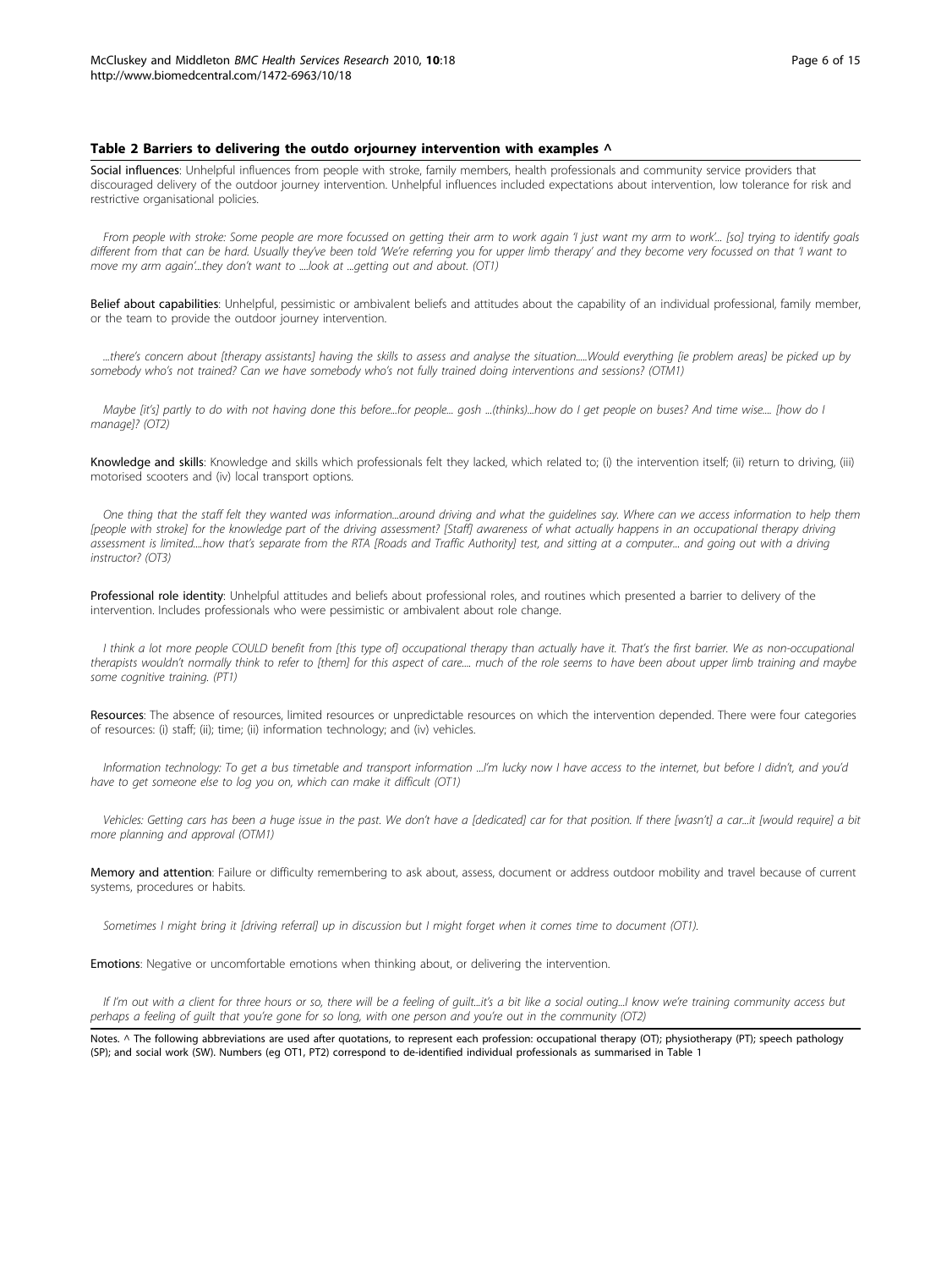**Table 2 Barriers to delivering the outdo orjourney intervention with examples ^**

**Social influences**: Unhelpful influences from people with stroke, family members, health professionals and community service providers that discouraged delivery of the outdoor journey intervention. Unhelpful influences included expectations about intervention, low tolerance for risk and restrictive organisational policies.

*From people with stroke: Some people are more focussed on getting their arm to work again 'I just want my arm to work'... [so] trying to identify goals different from that can be hard. Usually they've been told 'We're referring you for upper limb therapy' and they become very focussed on that 'I want to move my arm again'...they don't want to ....look at ...getting out and about. (OT1)*

**Belief about capabilities**: Unhelpful, pessimistic or ambivalent beliefs and attitudes about the capability of an individual professional, family member, or the team to provide the outdoor journey intervention.

*...there's concern about [therapy assistants] having the skills to assess and analyse the situation.....Would everything [ie problem areas] be picked up by somebody who's not trained? Can we have somebody who's not fully trained doing interventions and sessions? (OTM1)*

*Maybe [it's] partly to do with not having done this before...for people... gosh ...(thinks)...how do I get people on buses? And time wise.... [how do I manage]? (OT2)*

**Knowledge and skills**: Knowledge and skills which professionals felt they lacked, which related to; (i) the intervention itself; (ii) return to driving, (iii) motorised scooters and (iv) local transport options.

*One thing that the staff felt they wanted was information...around driving and what the guidelines say. Where can we access information to help them [people with stroke] for the knowledge part of the driving assessment? [Staff] awareness of what actually happens in an occupational therapy driving assessment is limited....how that's separate from the RTA [Roads and Traffic Authority] test, and sitting at a computer... and going out with a driving instructor? (OT3)*

**Professional role identity**: Unhelpful attitudes and beliefs about professional roles, and routines which presented a barrier to delivery of the intervention. Includes professionals who were pessimistic or ambivalent about role change.

*I think a lot more people COULD benefit from [this type of] occupational therapy than actually have it. That's the first barrier. We as non-occupational therapists wouldn't normally think to refer to [them] for this aspect of care.... much of the role seems to have been about upper limb training and maybe some cognitive training. (PT1)*

**Resources**: The absence of resources, limited resources or unpredictable resources on which the intervention depended. There were four categories of resources: (i) staff; (ii); time; (ii) information technology; and (iv) vehicles.

*Information technology: To get a bus timetable and transport information ...I'm lucky now I have access to the internet, but before I didn't, and you'd have to get someone else to log you on, which can make it difficult (OT1)*

*Vehicles: Getting cars has been a huge issue in the past. We don't have a [dedicated] car for that position. If there [wasn't] a car...it [would require] a bit more planning and approval (OTM1)*

**Memory and attention**: Failure or difficulty remembering to ask about, assess, document or address outdoor mobility and travel because of current systems, procedures or habits.

*Sometimes I might bring it [driving referral] up in discussion but I might forget when it comes time to document (OT1).*

**Emotions**: Negative or uncomfortable emotions when thinking about, or delivering the intervention.

*If I'm out with a client for three hours or so, there will be a feeling of guilt...it's a bit like a social outing...I know we're training community access but perhaps a feeling of guilt that you're gone for so long, with one person and you're out in the community (OT2)*

Notes. ^ The following abbreviations are used after quotations, to represent each profession: occupational therapy (OT); physiotherapy (PT); speech pathology (SP); and social work (SW). Numbers (eg OT1, PT2) correspond to de-identified individual professionals as summarised in Table 1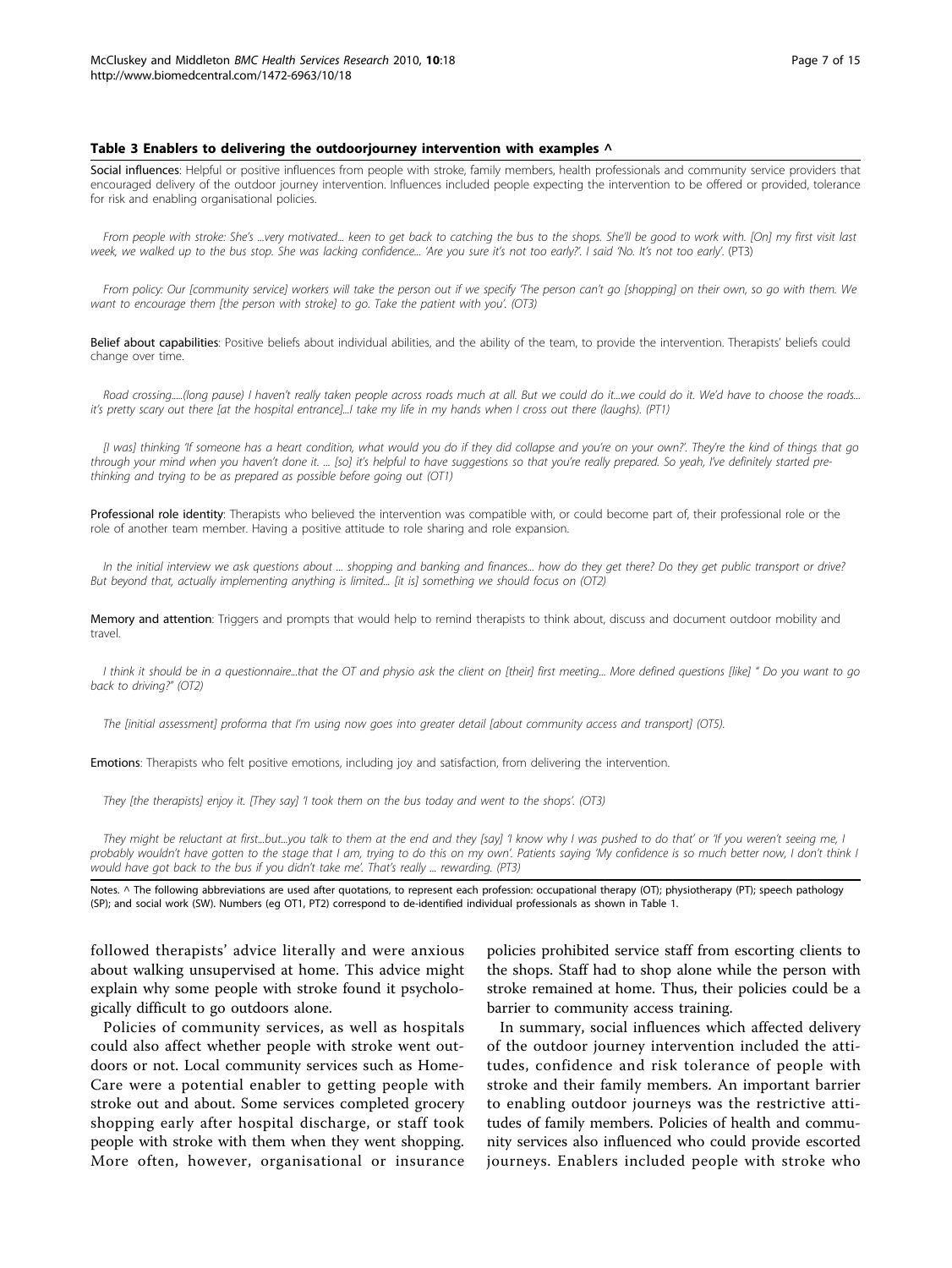**Table 3 Enablers to delivering the outdoorjourney intervention with examples ^**

**Social influences**: Helpful or positive influences from people with stroke, family members, health professionals and community service providers that encouraged delivery of the outdoor journey intervention. Influences included people expecting the intervention to be offered or provided, tolerance for risk and enabling organisational policies.

*From people with stroke: She's ...very motivated... keen to get back to catching the bus to the shops. She'll be good to work with. [On] my first visit last week, we walked up to the bus stop. She was lacking confidence... 'Are you sure it's not too early?'. I said 'No. It's not too early'.* (PT3)

*From policy: Our [community service] workers will take the person out if we specify 'The person can't go [shopping] on their own, so go with them. We want to encourage them [the person with stroke] to go. Take the patient with you'. (OT3)*

**Belief about capabilities**: Positive beliefs about individual abilities, and the ability of the team, to provide the intervention. Therapists' beliefs could change over time.

*Road crossing.....(long pause) I haven't really taken people across roads much at all. But we could do it...we could do it. We'd have to choose the roads... it's pretty scary out there [at the hospital entrance]...I take my life in my hands when I cross out there (laughs). (PT1)*

*[I was] thinking 'If someone has a heart condition, what would you do if they did collapse and you're on your own?'. They're the kind of things that go through your mind when you haven't done it. ... [so] it's helpful to have suggestions so that you're really prepared. So yeah, I've definitely started pre-thinking and trying to be as prepared as possible before going out (OT1)*

**Professional role identity**: Therapists who believed the intervention was compatible with, or could become part of, their professional role or the role of another team member. Having a positive attitude to role sharing and role expansion.

*In the initial interview we ask questions about ... shopping and banking and finances... how do they get there? Do they get public transport or drive? But beyond that, actually implementing anything is limited... [it is] something we should focus on (OT2)*

**Memory and attention**: Triggers and prompts that would help to remind therapists to think about, discuss and document outdoor mobility and travel.

*I think it should be in a questionnaire...that the OT and physio ask the client on [their] first meeting... More defined questions [like] " Do you want to go back to driving?" (OT2)*

*The [initial assessment] proforma that I'm using now goes into greater detail [about community access and transport] (OT5).*

**Emotions**: Therapists who felt positive emotions, including joy and satisfaction, from delivering the intervention.

*They [the therapists] enjoy it. [They say] 'I took them on the bus today and went to the shops'. (OT3)*

*They might be reluctant at first...but...you talk to them at the end and they [say] 'I know why I was pushed to do that' or 'If you weren't seeing me, I probably wouldn't have gotten to the stage that I am, trying to do this on my own'. Patients saying 'My confidence is so much better now, I don't think I would have got back to the bus if you didn't take me'. That's really ... rewarding. (PT3)*

Notes. ^ The following abbreviations are used after quotations, to represent each profession: occupational therapy (OT); physiotherapy (PT); speech pathology (SP); and social work (SW). Numbers (eg OT1, PT2) correspond to de-identified individual professionals as shown in Table 1.

followed therapists' advice literally and were anxious about walking unsupervised at home. This advice might explain why some people with stroke found it psychologically difficult to go outdoors alone.

Policies of community services, as well as hospitals could also affect whether people with stroke went outdoors or not. Local community services such as Home-Care were a potential enabler to getting people with stroke out and about. Some services completed grocery shopping early after hospital discharge, or staff took people with stroke with them when they went shopping. More often, however, organisational or insurance policies prohibited service staff from escorting clients to the shops. Staff had to shop alone while the person with stroke remained at home. Thus, their policies could be a barrier to community access training.

In summary, social influences which affected delivery of the outdoor journey intervention included the attitudes, confidence and risk tolerance of people with stroke and their family members. An important barrier to enabling outdoor journeys was the restrictive attitudes of family members. Policies of health and community services also influenced who could provide escorted journeys. Enablers included people with stroke who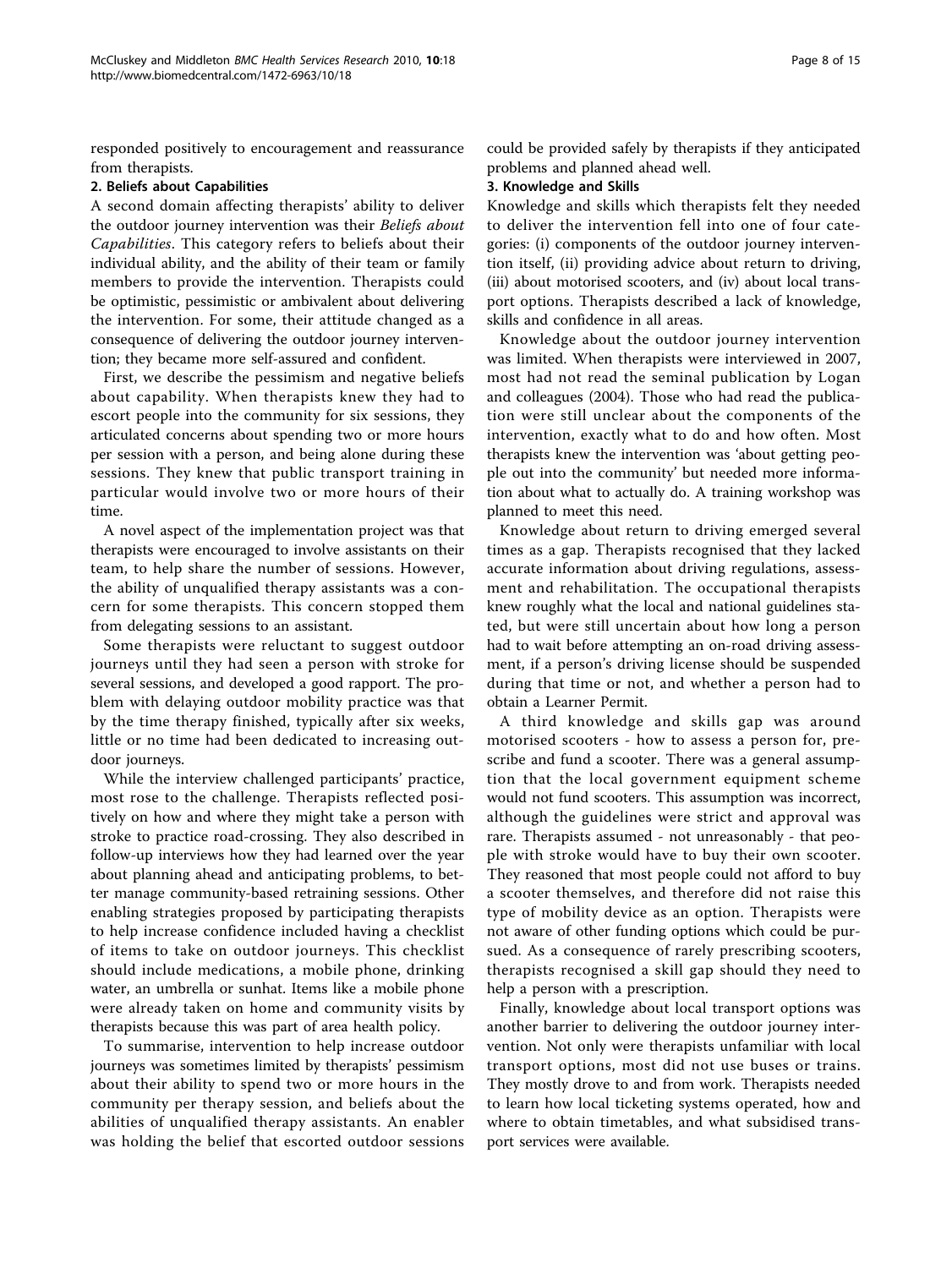responded positively to encouragement and reassurance from therapists.

**2. Beliefs about Capabilities**

A second domain affecting therapists' ability to deliver the outdoor journey intervention was their *Beliefs about Capabilities*. This category refers to beliefs about their individual ability, and the ability of their team or family members to provide the intervention. Therapists could be optimistic, pessimistic or ambivalent about delivering the intervention. For some, their attitude changed as a consequence of delivering the outdoor journey intervention; they became more self-assured and confident.

First, we describe the pessimism and negative beliefs about capability. When therapists knew they had to escort people into the community for six sessions, they articulated concerns about spending two or more hours per session with a person, and being alone during these sessions. They knew that public transport training in particular would involve two or more hours of their time.

A novel aspect of the implementation project was that therapists were encouraged to involve assistants on their team, to help share the number of sessions. However, the ability of unqualified therapy assistants was a concern for some therapists. This concern stopped them from delegating sessions to an assistant.

Some therapists were reluctant to suggest outdoor journeys until they had seen a person with stroke for several sessions, and developed a good rapport. The problem with delaying outdoor mobility practice was that by the time therapy finished, typically after six weeks, little or no time had been dedicated to increasing outdoor journeys.

While the interview challenged participants' practice, most rose to the challenge. Therapists reflected positively on how and where they might take a person with stroke to practice road-crossing. They also described in follow-up interviews how they had learned over the year about planning ahead and anticipating problems, to better manage community-based retraining sessions. Other enabling strategies proposed by participating therapists to help increase confidence included having a checklist of items to take on outdoor journeys. This checklist should include medications, a mobile phone, drinking water, an umbrella or sunhat. Items like a mobile phone were already taken on home and community visits by therapists because this was part of area health policy.

To summarise, intervention to help increase outdoor journeys was sometimes limited by therapists' pessimism about their ability to spend two or more hours in the community per therapy session, and beliefs about the abilities of unqualified therapy assistants. An enabler was holding the belief that escorted outdoor sessions could be provided safely by therapists if they anticipated problems and planned ahead well.

**3. Knowledge and Skills**

Knowledge and skills which therapists felt they needed to deliver the intervention fell into one of four categories: (i) components of the outdoor journey intervention itself, (ii) providing advice about return to driving, (iii) about motorised scooters, and (iv) about local transport options. Therapists described a lack of knowledge, skills and confidence in all areas.

Knowledge about the outdoor journey intervention was limited. When therapists were interviewed in 2007, most had not read the seminal publication by Logan and colleagues (2004). Those who had read the publication were still unclear about the components of the intervention, exactly what to do and how often. Most therapists knew the intervention was 'about getting people out into the community' but needed more information about what to actually do. A training workshop was planned to meet this need.

Knowledge about return to driving emerged several times as a gap. Therapists recognised that they lacked accurate information about driving regulations, assessment and rehabilitation. The occupational therapists knew roughly what the local and national guidelines stated, but were still uncertain about how long a person had to wait before attempting an on-road driving assessment, if a person's driving license should be suspended during that time or not, and whether a person had to obtain a Learner Permit.

A third knowledge and skills gap was around motorised scooters - how to assess a person for, prescribe and fund a scooter. There was a general assumption that the local government equipment scheme would not fund scooters. This assumption was incorrect, although the guidelines were strict and approval was rare. Therapists assumed - not unreasonably - that people with stroke would have to buy their own scooter. They reasoned that most people could not afford to buy a scooter themselves, and therefore did not raise this type of mobility device as an option. Therapists were not aware of other funding options which could be pursued. As a consequence of rarely prescribing scooters, therapists recognised a skill gap should they need to help a person with a prescription.

Finally, knowledge about local transport options was another barrier to delivering the outdoor journey intervention. Not only were therapists unfamiliar with local transport options, most did not use buses or trains. They mostly drove to and from work. Therapists needed to learn how local ticketing systems operated, how and where to obtain timetables, and what subsidised transport services were available.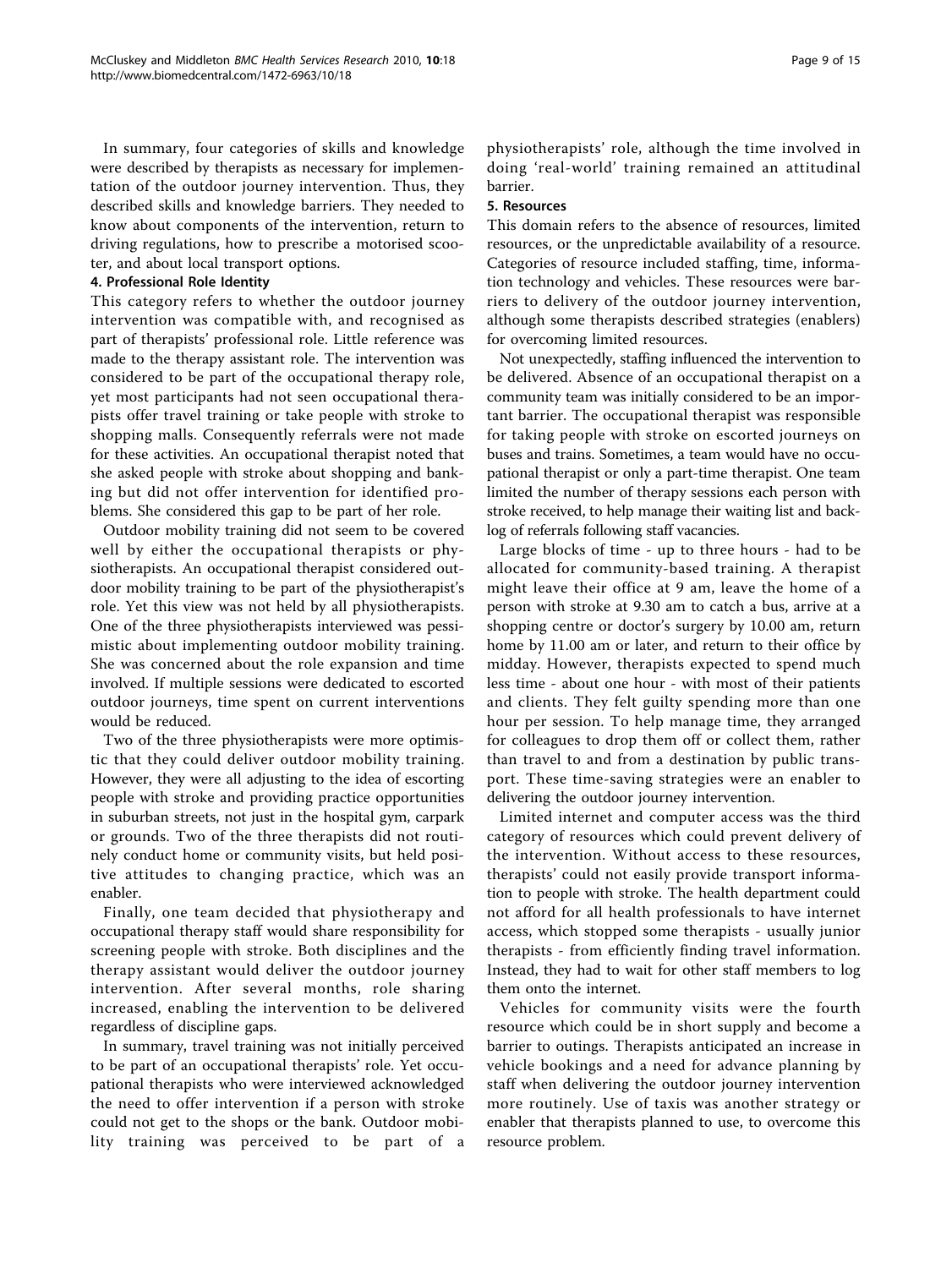In summary, four categories of skills and knowledge were described by therapists as necessary for implementation of the outdoor journey intervention. Thus, they described skills and knowledge barriers. They needed to know about components of the intervention, return to driving regulations, how to prescribe a motorised scooter, and about local transport options.

#### 4. Professional Role Identity

This category refers to whether the outdoor journey intervention was compatible with, and recognised as part of therapists' professional role. Little reference was made to the therapy assistant role. The intervention was considered to be part of the occupational therapy role, yet most participants had not seen occupational therapists offer travel training or take people with stroke to shopping malls. Consequently referrals were not made for these activities. An occupational therapist noted that she asked people with stroke about shopping and banking but did not offer intervention for identified problems. She considered this gap to be part of her role.

Outdoor mobility training did not seem to be covered well by either the occupational therapists or physiotherapists. An occupational therapist considered outdoor mobility training to be part of the physiotherapist's role. Yet this view was not held by all physiotherapists. One of the three physiotherapists interviewed was pessimistic about implementing outdoor mobility training. She was concerned about the role expansion and time involved. If multiple sessions were dedicated to escorted outdoor journeys, time spent on current interventions would be reduced.

Two of the three physiotherapists were more optimistic that they could deliver outdoor mobility training. However, they were all adjusting to the idea of escorting people with stroke and providing practice opportunities in suburban streets, not just in the hospital gym, carpark or grounds. Two of the three therapists did not routinely conduct home or community visits, but held positive attitudes to changing practice, which was an enabler.

Finally, one team decided that physiotherapy and occupational therapy staff would share responsibility for screening people with stroke. Both disciplines and the therapy assistant would deliver the outdoor journey intervention. After several months, role sharing increased, enabling the intervention to be delivered regardless of discipline gaps.

In summary, travel training was not initially perceived to be part of an occupational therapists' role. Yet occupational therapists who were interviewed acknowledged the need to offer intervention if a person with stroke could not get to the shops or the bank. Outdoor mobility training was perceived to be part of a physiotherapists' role, although the time involved in doing 'real-world' training remained an attitudinal barrier.

#### 5. Resources

This domain refers to the absence of resources, limited resources, or the unpredictable availability of a resource. Categories of resource included staffing, time, information technology and vehicles. These resources were barriers to delivery of the outdoor journey intervention, although some therapists described strategies (enablers) for overcoming limited resources.

Not unexpectedly, staffing influenced the intervention to be delivered. Absence of an occupational therapist on a community team was initially considered to be an important barrier. The occupational therapist was responsible for taking people with stroke on escorted journeys on buses and trains. Sometimes, a team would have no occupational therapist or only a part-time therapist. One team limited the number of therapy sessions each person with stroke received, to help manage their waiting list and backlog of referrals following staff vacancies.

Large blocks of time - up to three hours - had to be allocated for community-based training. A therapist might leave their office at 9 am, leave the home of a person with stroke at 9.30 am to catch a bus, arrive at a shopping centre or doctor's surgery by 10.00 am, return home by 11.00 am or later, and return to their office by midday. However, therapists expected to spend much less time - about one hour - with most of their patients and clients. They felt guilty spending more than one hour per session. To help manage time, they arranged for colleagues to drop them off or collect them, rather than travel to and from a destination by public transport. These time-saving strategies were an enabler to delivering the outdoor journey intervention.

Limited internet and computer access was the third category of resources which could prevent delivery of the intervention. Without access to these resources, therapists' could not easily provide transport information to people with stroke. The health department could not afford for all health professionals to have internet access, which stopped some therapists - usually junior therapists - from efficiently finding travel information. Instead, they had to wait for other staff members to log them onto the internet.

Vehicles for community visits were the fourth resource which could be in short supply and become a barrier to outings. Therapists anticipated an increase in vehicle bookings and a need for advance planning by staff when delivering the outdoor journey intervention more routinely. Use of taxis was another strategy or enabler that therapists planned to use, to overcome this resource problem.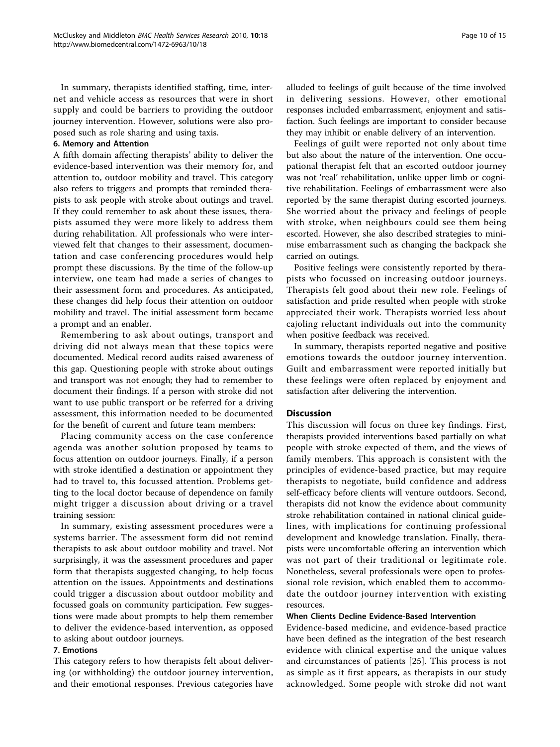In summary, therapists identified staffing, time, internet and vehicle access as resources that were in short supply and could be barriers to providing the outdoor journey intervention. However, solutions were also proposed such as role sharing and using taxis.

#### 6. Memory and Attention

A fifth domain affecting therapists' ability to deliver the evidence-based intervention was their memory for, and attention to, outdoor mobility and travel. This category also refers to triggers and prompts that reminded therapists to ask people with stroke about outings and travel. If they could remember to ask about these issues, therapists assumed they were more likely to address them during rehabilitation. All professionals who were interviewed felt that changes to their assessment, documentation and case conferencing procedures would help prompt these discussions. By the time of the follow-up interview, one team had made a series of changes to their assessment form and procedures. As anticipated, these changes did help focus their attention on outdoor mobility and travel. The initial assessment form became a prompt and an enabler.

Remembering to ask about outings, transport and driving did not always mean that these topics were documented. Medical record audits raised awareness of this gap. Questioning people with stroke about outings and transport was not enough; they had to remember to document their findings. If a person with stroke did not want to use public transport or be referred for a driving assessment, this information needed to be documented for the benefit of current and future team members:

Placing community access on the case conference agenda was another solution proposed by teams to focus attention on outdoor journeys. Finally, if a person with stroke identified a destination or appointment they had to travel to, this focussed attention. Problems getting to the local doctor because of dependence on family might trigger a discussion about driving or a travel training session:

In summary, existing assessment procedures were a systems barrier. The assessment form did not remind therapists to ask about outdoor mobility and travel. Not surprisingly, it was the assessment procedures and paper form that therapists suggested changing, to help focus attention on the issues. Appointments and destinations could trigger a discussion about outdoor mobility and focussed goals on community participation. Few suggestions were made about prompts to help them remember to deliver the evidence-based intervention, as opposed to asking about outdoor journeys.

#### 7. Emotions

This category refers to how therapists felt about delivering (or withholding) the outdoor journey intervention, and their emotional responses. Previous categories have alluded to feelings of guilt because of the time involved in delivering sessions. However, other emotional responses included embarrassment, enjoyment and satisfaction. Such feelings are important to consider because they may inhibit or enable delivery of an intervention.

Feelings of guilt were reported not only about time but also about the nature of the intervention. One occupational therapist felt that an escorted outdoor journey was not 'real' rehabilitation, unlike upper limb or cognitive rehabilitation. Feelings of embarrassment were also reported by the same therapist during escorted journeys. She worried about the privacy and feelings of people with stroke, when neighbours could see them being escorted. However, she also described strategies to minimise embarrassment such as changing the backpack she carried on outings.

Positive feelings were consistently reported by therapists who focussed on increasing outdoor journeys. Therapists felt good about their new role. Feelings of satisfaction and pride resulted when people with stroke appreciated their work. Therapists worried less about cajoling reluctant individuals out into the community when positive feedback was received.

In summary, therapists reported negative and positive emotions towards the outdoor journey intervention. Guilt and embarrassment were reported initially but these feelings were often replaced by enjoyment and satisfaction after delivering the intervention.

## Discussion

This discussion will focus on three key findings. First, therapists provided interventions based partially on what people with stroke expected of them, and the views of family members. This approach is consistent with the principles of evidence-based practice, but may require therapists to negotiate, build confidence and address self-efficacy before clients will venture outdoors. Second, therapists did not know the evidence about community stroke rehabilitation contained in national clinical guidelines, with implications for continuing professional development and knowledge translation. Finally, therapists were uncomfortable offering an intervention which was not part of their traditional or legitimate role. Nonetheless, several professionals were open to professional role revision, which enabled them to accommodate the outdoor journey intervention with existing resources.

### When Clients Decline Evidence-Based Intervention

Evidence-based medicine, and evidence-based practice have been defined as the integration of the best research evidence with clinical expertise and the unique values and circumstances of patients [25]. This process is not as simple as it first appears, as therapists in our study acknowledged. Some people with stroke did not want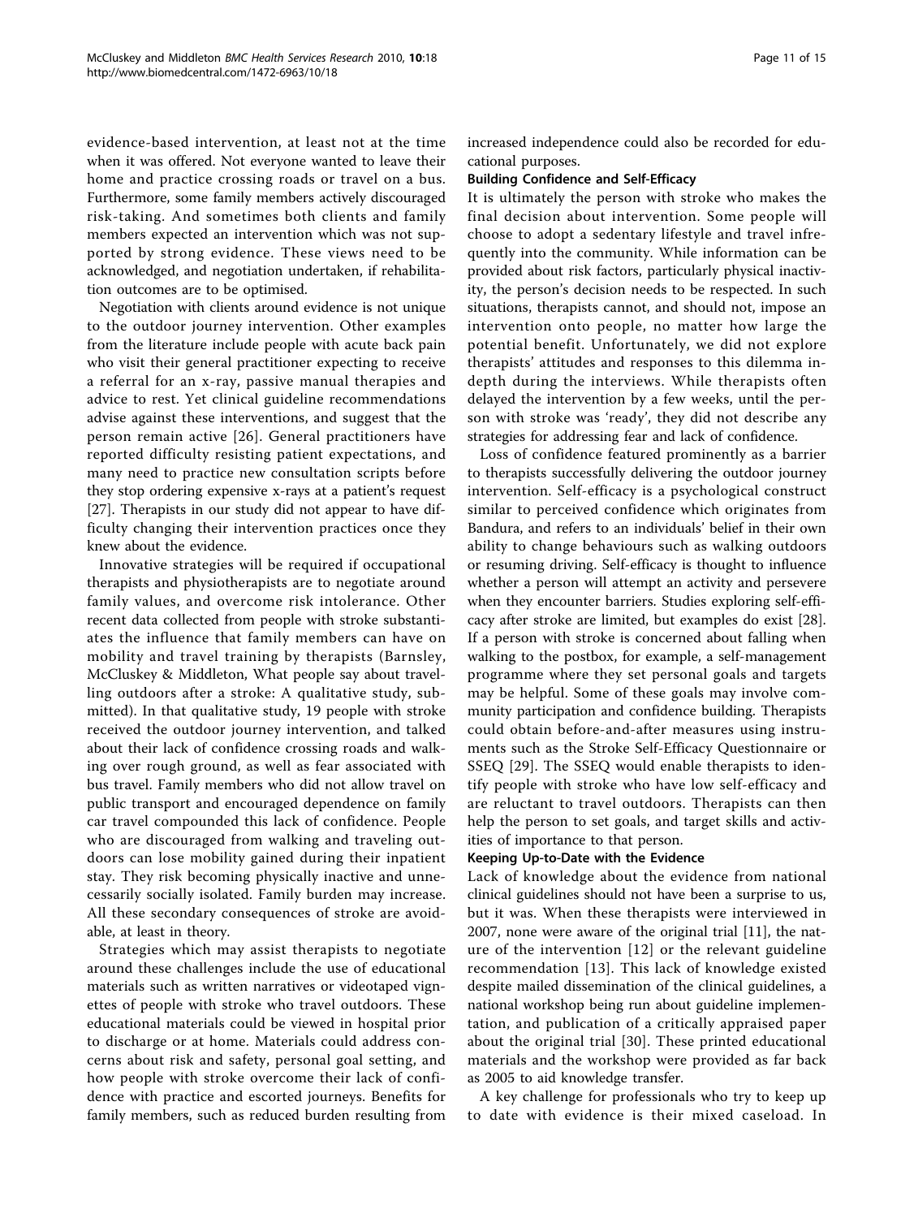evidence-based intervention, at least not at the time when it was offered. Not everyone wanted to leave their home and practice crossing roads or travel on a bus. Furthermore, some family members actively discouraged risk-taking. And sometimes both clients and family members expected an intervention which was not supported by strong evidence. These views need to be acknowledged, and negotiation undertaken, if rehabilitation outcomes are to be optimised.

Negotiation with clients around evidence is not unique to the outdoor journey intervention. Other examples from the literature include people with acute back pain who visit their general practitioner expecting to receive a referral for an x-ray, passive manual therapies and advice to rest. Yet clinical guideline recommendations advise against these interventions, and suggest that the person remain active [26]. General practitioners have reported difficulty resisting patient expectations, and many need to practice new consultation scripts before they stop ordering expensive x-rays at a patient's request [27]. Therapists in our study did not appear to have difficulty changing their intervention practices once they knew about the evidence.

Innovative strategies will be required if occupational therapists and physiotherapists are to negotiate around family values, and overcome risk intolerance. Other recent data collected from people with stroke substantiates the influence that family members can have on mobility and travel training by therapists (Barnsley, McCluskey & Middleton, What people say about travelling outdoors after a stroke: A qualitative study, submitted). In that qualitative study, 19 people with stroke received the outdoor journey intervention, and talked about their lack of confidence crossing roads and walking over rough ground, as well as fear associated with bus travel. Family members who did not allow travel on public transport and encouraged dependence on family car travel compounded this lack of confidence. People who are discouraged from walking and traveling outdoors can lose mobility gained during their inpatient stay. They risk becoming physically inactive and unnecessarily socially isolated. Family burden may increase. All these secondary consequences of stroke are avoidable, at least in theory.

Strategies which may assist therapists to negotiate around these challenges include the use of educational materials such as written narratives or videotaped vignettes of people with stroke who travel outdoors. These educational materials could be viewed in hospital prior to discharge or at home. Materials could address concerns about risk and safety, personal goal setting, and how people with stroke overcome their lack of confidence with practice and escorted journeys. Benefits for family members, such as reduced burden resulting from increased independence could also be recorded for educational purposes.

### Building Confidence and Self-Efficacy

It is ultimately the person with stroke who makes the final decision about intervention. Some people will choose to adopt a sedentary lifestyle and travel infrequently into the community. While information can be provided about risk factors, particularly physical inactivity, the person's decision needs to be respected. In such situations, therapists cannot, and should not, impose an intervention onto people, no matter how large the potential benefit. Unfortunately, we did not explore therapists' attitudes and responses to this dilemma in-depth during the interviews. While therapists often delayed the intervention by a few weeks, until the person with stroke was 'ready', they did not describe any strategies for addressing fear and lack of confidence.

Loss of confidence featured prominently as a barrier to therapists successfully delivering the outdoor journey intervention. Self-efficacy is a psychological construct similar to perceived confidence which originates from Bandura, and refers to an individuals' belief in their own ability to change behaviours such as walking outdoors or resuming driving. Self-efficacy is thought to influence whether a person will attempt an activity and persevere when they encounter barriers. Studies exploring self-efficacy after stroke are limited, but examples do exist [28]. If a person with stroke is concerned about falling when walking to the postbox, for example, a self-management programme where they set personal goals and targets may be helpful. Some of these goals may involve community participation and confidence building. Therapists could obtain before-and-after measures using instruments such as the Stroke Self-Efficacy Questionnaire or SSEQ [29]. The SSEQ would enable therapists to identify people with stroke who have low self-efficacy and are reluctant to travel outdoors. Therapists can then help the person to set goals, and target skills and activities of importance to that person.

### Keeping Up-to-Date with the Evidence

Lack of knowledge about the evidence from national clinical guidelines should not have been a surprise to us, but it was. When these therapists were interviewed in 2007, none were aware of the original trial [11], the nature of the intervention [12] or the relevant guideline recommendation [13]. This lack of knowledge existed despite mailed dissemination of the clinical guidelines, a national workshop being run about guideline implementation, and publication of a critically appraised paper about the original trial [30]. These printed educational materials and the workshop were provided as far back as 2005 to aid knowledge transfer.

A key challenge for professionals who try to keep up to date with evidence is their mixed caseload. In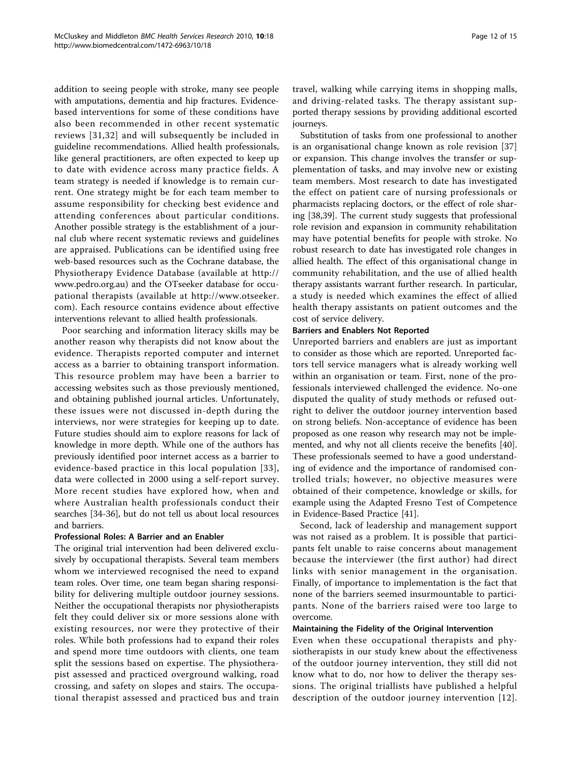addition to seeing people with stroke, many see people with amputations, dementia and hip fractures. Evidence-based interventions for some of these conditions have also been recommended in other recent systematic reviews [31,32] and will subsequently be included in guideline recommendations. Allied health professionals, like general practitioners, are often expected to keep up to date with evidence across many practice fields. A team strategy is needed if knowledge is to remain current. One strategy might be for each team member to assume responsibility for checking best evidence and attending conferences about particular conditions. Another possible strategy is the establishment of a journal club where recent systematic reviews and guidelines are appraised. Publications can be identified using free web-based resources such as the Cochrane database, the Physiotherapy Evidence Database (available at http://www.pedro.org.au) and the OTseeker database for occupational therapists (available at http://www.otseeker.com). Each resource contains evidence about effective interventions relevant to allied health professionals.

Poor searching and information literacy skills may be another reason why therapists did not know about the evidence. Therapists reported computer and internet access as a barrier to obtaining transport information. This resource problem may have been a barrier to accessing websites such as those previously mentioned, and obtaining published journal articles. Unfortunately, these issues were not discussed in-depth during the interviews, nor were strategies for keeping up to date. Future studies should aim to explore reasons for lack of knowledge in more depth. While one of the authors has previously identified poor internet access as a barrier to evidence-based practice in this local population [33], data were collected in 2000 using a self-report survey. More recent studies have explored how, when and where Australian health professionals conduct their searches [34-36], but do not tell us about local resources and barriers.

#### Professional Roles: A Barrier and an Enabler

The original trial intervention had been delivered exclusively by occupational therapists. Several team members whom we interviewed recognised the need to expand team roles. Over time, one team began sharing responsibility for delivering multiple outdoor journey sessions. Neither the occupational therapists nor physiotherapists felt they could deliver six or more sessions alone with existing resources, nor were they protective of their roles. While both professions had to expand their roles and spend more time outdoors with clients, one team split the sessions based on expertise. The physiotherapist assessed and practiced overground walking, road crossing, and safety on slopes and stairs. The occupational therapist assessed and practiced bus and train travel, walking while carrying items in shopping malls, and driving-related tasks. The therapy assistant supported therapy sessions by providing additional escorted journeys.

Substitution of tasks from one professional to another is an organisational change known as role revision [37] or expansion. This change involves the transfer or supplementation of tasks, and may involve new or existing team members. Most research to date has investigated the effect on patient care of nursing professionals or pharmacists replacing doctors, or the effect of role sharing [38,39]. The current study suggests that professional role revision and expansion in community rehabilitation may have potential benefits for people with stroke. No robust research to date has investigated role changes in allied health. The effect of this organisational change in community rehabilitation, and the use of allied health therapy assistants warrant further research. In particular, a study is needed which examines the effect of allied health therapy assistants on patient outcomes and the cost of service delivery.

#### Barriers and Enablers Not Reported

Unreported barriers and enablers are just as important to consider as those which are reported. Unreported factors tell service managers what is already working well within an organisation or team. First, none of the professionals interviewed challenged the evidence. No-one disputed the quality of study methods or refused outright to deliver the outdoor journey intervention based on strong beliefs. Non-acceptance of evidence has been proposed as one reason why research may not be implemented, and why not all clients receive the benefits [40]. These professionals seemed to have a good understanding of evidence and the importance of randomised controlled trials; however, no objective measures were obtained of their competence, knowledge or skills, for example using the Adapted Fresno Test of Competence in Evidence-Based Practice [41].

Second, lack of leadership and management support was not raised as a problem. It is possible that participants felt unable to raise concerns about management because the interviewer (the first author) had direct links with senior management in the organisation. Finally, of importance to implementation is the fact that none of the barriers seemed insurmountable to participants. None of the barriers raised were too large to overcome.

#### Maintaining the Fidelity of the Original Intervention

Even when these occupational therapists and physiotherapists in our study knew about the effectiveness of the outdoor journey intervention, they still did not know what to do, nor how to deliver the therapy sessions. The original triallists have published a helpful description of the outdoor journey intervention [12].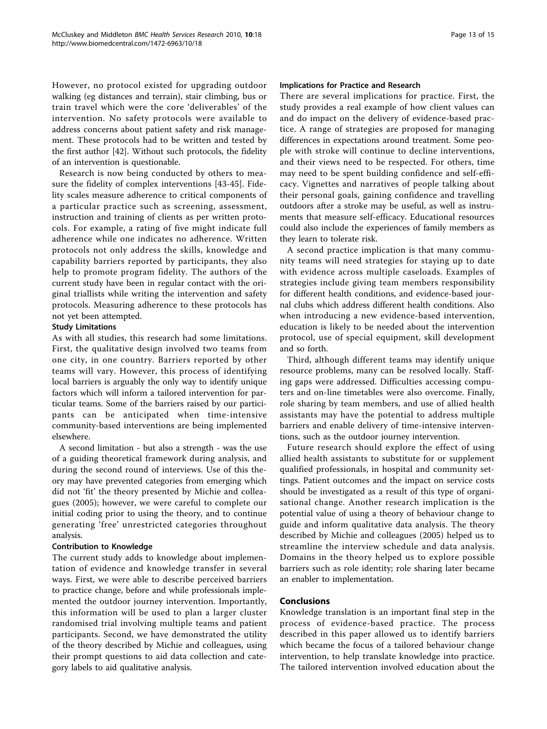However, no protocol existed for upgrading outdoor walking (eg distances and terrain), stair climbing, bus or train travel which were the core 'deliverables' of the intervention. No safety protocols were available to address concerns about patient safety and risk management. These protocols had to be written and tested by the first author [42]. Without such protocols, the fidelity of an intervention is questionable.

Research is now being conducted by others to measure the fidelity of complex interventions [43-45]. Fidelity scales measure adherence to critical components of a particular practice such as screening, assessment, instruction and training of clients as per written protocols. For example, a rating of five might indicate full adherence while one indicates no adherence. Written protocols not only address the skills, knowledge and capability barriers reported by participants, they also help to promote program fidelity. The authors of the current study have been in regular contact with the original triallists while writing the intervention and safety protocols. Measuring adherence to these protocols has not yet been attempted.

### Study Limitations

As with all studies, this research had some limitations. First, the qualitative design involved two teams from one city, in one country. Barriers reported by other teams will vary. However, this process of identifying local barriers is arguably the only way to identify unique factors which will inform a tailored intervention for particular teams. Some of the barriers raised by our participants can be anticipated when time-intensive community-based interventions are being implemented elsewhere.

A second limitation - but also a strength - was the use of a guiding theoretical framework during analysis, and during the second round of interviews. Use of this theory may have prevented categories from emerging which did not 'fit' the theory presented by Michie and colleagues (2005); however, we were careful to complete our initial coding prior to using the theory, and to continue generating 'free' unrestricted categories throughout analysis.

### Contribution to Knowledge

The current study adds to knowledge about implementation of evidence and knowledge transfer in several ways. First, we were able to describe perceived barriers to practice change, before and while professionals implemented the outdoor journey intervention. Importantly, this information will be used to plan a larger cluster randomised trial involving multiple teams and patient participants. Second, we have demonstrated the utility of the theory described by Michie and colleagues, using their prompt questions to aid data collection and category labels to aid qualitative analysis.

### Implications for Practice and Research

There are several implications for practice. First, the study provides a real example of how client values can and do impact on the delivery of evidence-based practice. A range of strategies are proposed for managing differences in expectations around treatment. Some people with stroke will continue to decline interventions, and their views need to be respected. For others, time may need to be spent building confidence and self-efficacy. Vignettes and narratives of people talking about their personal goals, gaining confidence and travelling outdoors after a stroke may be useful, as well as instruments that measure self-efficacy. Educational resources could also include the experiences of family members as they learn to tolerate risk.

A second practice implication is that many community teams will need strategies for staying up to date with evidence across multiple caseloads. Examples of strategies include giving team members responsibility for different health conditions, and evidence-based journal clubs which address different health conditions. Also when introducing a new evidence-based intervention, education is likely to be needed about the intervention protocol, use of special equipment, skill development and so forth.

Third, although different teams may identify unique resource problems, many can be resolved locally. Staffing gaps were addressed. Difficulties accessing computers and on-line timetables were also overcome. Finally, role sharing by team members, and use of allied health assistants may have the potential to address multiple barriers and enable delivery of time-intensive interventions, such as the outdoor journey intervention.

Future research should explore the effect of using allied health assistants to substitute for or supplement qualified professionals, in hospital and community settings. Patient outcomes and the impact on service costs should be investigated as a result of this type of organisational change. Another research implication is the potential value of using a theory of behaviour change to guide and inform qualitative data analysis. The theory described by Michie and colleagues (2005) helped us to streamline the interview schedule and data analysis. Domains in the theory helped us to explore possible barriers such as role identity; role sharing later became an enabler to implementation.

## Conclusions

Knowledge translation is an important final step in the process of evidence-based practice. The process described in this paper allowed us to identify barriers which became the focus of a tailored behaviour change intervention, to help translate knowledge into practice. The tailored intervention involved education about the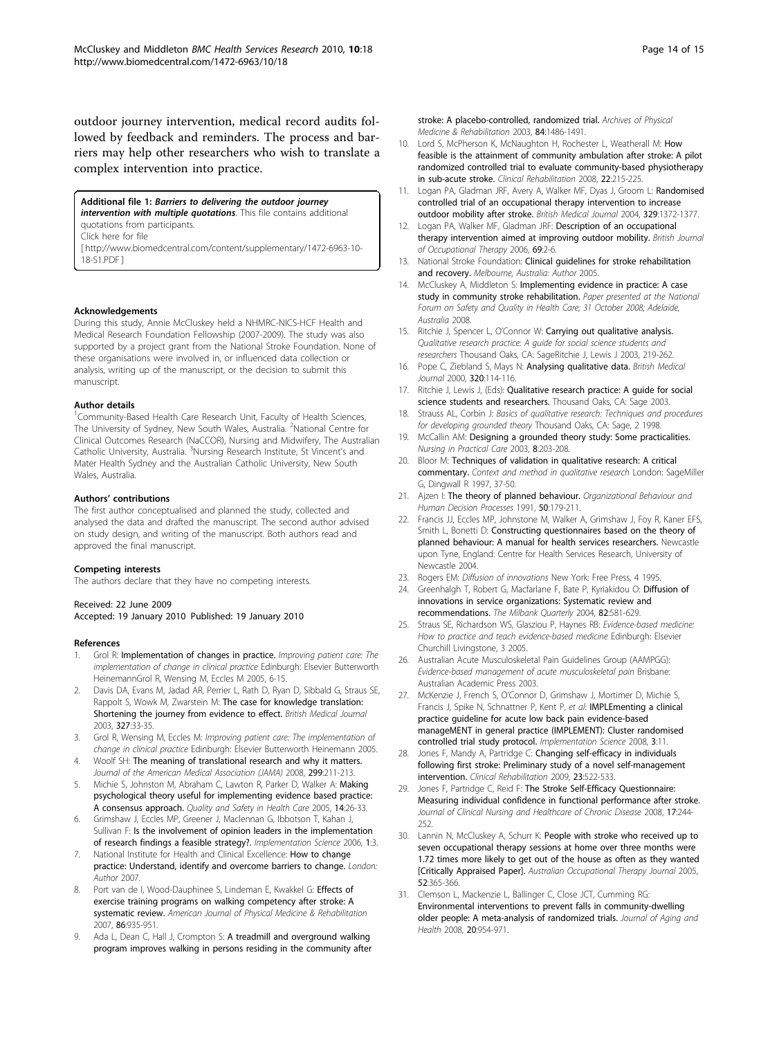outdoor journey intervention, medical record audits followed by feedback and reminders. The process and barriers may help other researchers who wish to translate a complex intervention into practice.

**Additional file 1: *Barriers to delivering the outdoor journey intervention with multiple quotations*.** This file contains additional quotations from participants.
Click here for file
[ http://www.biomedcentral.com/content/supplementary/1472-6963-10-18-S1.PDF ]

#### Acknowledgements

During this study, Annie McCluskey held a NHMRC-NICS-HCF Health and Medical Research Foundation Fellowship (2007-2009). The study was also supported by a project grant from the National Stroke Foundation. None of these organisations were involved in, or influenced data collection or analysis, writing up of the manuscript, or the decision to submit this manuscript.

#### Author details

[1]Community-Based Health Care Research Unit, Faculty of Health Sciences, The University of Sydney, New South Wales, Australia. [2]National Centre for Clinical Outcomes Research (NaCCOR), Nursing and Midwifery, The Australian Catholic University, Australia. [3]Nursing Research Institute, St Vincent's and Mater Health Sydney and the Australian Catholic University, New South Wales, Australia.

#### Authors' contributions

The first author conceptualised and planned the study, collected and analysed the data and drafted the manuscript. The second author advised on study design, and writing of the manuscript. Both authors read and approved the final manuscript.

#### Competing interests

The authors declare that they have no competing interests.

Received: 22 June 2009
Accepted: 19 January 2010 Published: 19 January 2010

#### References

1. Grol R: **Implementation of changes in practice.** *Improving patient care: The implementation of change in clinical practice* Edinburgh: Elsevier Butterworth HeinemannGrol R, Wensing M, Eccles M 2005, 6-15.
2. Davis DA, Evans M, Jadad AR, Perrier L, Rath D, Ryan D, Sibbald G, Straus SE, Rappolt S, Wowk M, Zwarstein M: **The case for knowledge translation: Shortening the journey from evidence to effect.** *British Medical Journal* 2003, **327**:33-35.
3. Grol R, Wensing M, Eccles M: *Improving patient care: The implementation of change in clinical practice* Edinburgh: Elsevier Butterworth Heinemann 2005.
4. Woolf SH: **The meaning of translational research and why it matters.** *Journal of the American Medical Association (JAMA)* 2008, **299**:211-213.
5. Michie S, Johnston M, Abraham C, Lawton R, Parker D, Walker A: **Making psychological theory useful for implementing evidence based practice: A consensus approach.** *Quality and Safety in Health Care* 2005, **14**:26-33.
6. Grimshaw J, Eccles MP, Greener J, Maclennan G, Ibbotson T, Kahan J, Sullivan F: **Is the involvement of opinion leaders in the implementation of research findings a feasible strategy?.** *Implementation Science* 2006, **1**:3.
7. National Institute for Health and Clinical Excellence: **How to change practice: Understand, identify and overcome barriers to change.** *London: Author* 2007.
8. Port van de I, Wood-Dauphinee S, Lindeman E, Kwakkel G: **Effects of exercise training programs on walking competency after stroke: A systematic review.** *American Journal of Physical Medicine & Rehabilitation* 2007, **86**:935-951.
9. Ada L, Dean C, Hall J, Crompton S: **A treadmill and overground walking program improves walking in persons residing in the community after stroke: A placebo-controlled, randomized trial.** *Archives of Physical Medicine & Rehabilitation* 2003, **84**:1486-1491.
10. Lord S, McPherson K, McNaughton H, Rochester L, Weatherall M: **How feasible is the attainment of community ambulation after stroke: A pilot randomized controlled trial to evaluate community-based physiotherapy in sub-acute stroke.** *Clinical Rehabilitation* 2008, **22**:215-225.
11. Logan PA, Gladman JRF, Avery A, Walker MF, Dyas J, Groom L: **Randomised controlled trial of an occupational therapy intervention to increase outdoor mobility after stroke.** *British Medical Journal* 2004, **329**:1372-1377.
12. Logan PA, Walker MF, Gladman JRF: **Description of an occupational therapy intervention aimed at improving outdoor mobility.** *British Journal of Occupational Therapy* 2006, **69**:2-6.
13. National Stroke Foundation: **Clinical guidelines for stroke rehabilitation and recovery.** *Melbourne, Australia: Author* 2005.
14. McCluskey A, Middleton S: **Implementing evidence in practice: A case study in community stroke rehabilitation.** *Paper presented at the National Forum on Safety and Quality in Health Care; 31 October 2008; Adelaide, Australia* 2008.
15. Ritchie J, Spencer L, O'Connor W: **Carrying out qualitative analysis.** *Qualitative research practice: A guide for social science students and researchers* Thousand Oaks, CA: SageRitchie J, Lewis J 2003, 219-262.
16. Pope C, Ziebland S, Mays N: **Analysing qualitative data.** *British Medical Journal* 2000, **320**:114-116.
17. Ritchie J, Lewis J, (Eds): **Qualitative research practice: A guide for social science students and researchers.** Thousand Oaks, CA: Sage 2003.
18. Strauss AL, Corbin J: *Basics of qualitative research: Techniques and procedures for developing grounded theory* Thousand Oaks, CA: Sage, 2 1998.
19. McCallin AM: **Designing a grounded theory study: Some practicalities.** *Nursing in Practical Care* 2003, **8**:203-208.
20. Bloor M: **Techniques of validation in qualitative research: A critical commentary.** *Context and method in qualitative research* London: SageMiller G, Dingwall R 1997, 37-50.
21. Ajzen I: **The theory of planned behaviour.** *Organizational Behaviour and Human Decision Processes* 1991, **50**:179-211.
22. Francis JJ, Eccles MP, Johnstone M, Walker A, Grimshaw J, Foy R, Kaner EFS, Smith L, Bonetti D: **Constructing questionnaires based on the theory of planned behaviour: A manual for health services researchers.** Newcastle upon Tyne, England: Centre for Health Services Research, University of Newcastle 2004.
23. Rogers EM: *Diffusion of innovations* New York: Free Press, 4 1995.
24. Greenhalgh T, Robert G, Macfarlane F, Bate P, Kyriakidou O: **Diffusion of innovations in service organizations: Systematic review and recommendations.** *The Milbank Quarterly* 2004, **82**:581-629.
25. Straus SE, Richardson WS, Glasziou P, Haynes RB: *Evidence-based medicine: How to practice and teach evidence-based medicine* Edinburgh: Elsevier Churchill Livingstone, 3 2005.
26. Australian Acute Musculoskeletal Pain Guidelines Group (AAMPGG): *Evidence-based management of acute musculoskeletal pain* Brisbane: Australian Academic Press 2003.
27. McKenzie J, French S, O'Connor D, Grimshaw J, Mortimer D, Michie S, Francis J, Spike N, Schnattner P, Kent P, *et al*: **IMPLEmenting a clinical practice guideline for acute low back pain evidence-based manageMENT in general practice (IMPLEMENT): Cluster randomised controlled trial study protocol.** *Implementation Science* 2008, **3**:11.
28. Jones F, Mandy A, Partridge C: **Changing self-efficacy in individuals following first stroke: Preliminary study of a novel self-management intervention.** *Clinical Rehabilitation* 2009, **23**:522-533.
29. Jones F, Partridge C, Reid F: **The Stroke Self-Efficacy Questionnaire: Measuring individual confidence in functional performance after stroke.** *Journal of Clinical Nursing and Healthcare of Chronic Disease* 2008, **17**:244-252.
30. Lannin N, McCluskey A, Schurr K: **People with stroke who received up to seven occupational therapy sessions at home over three months were 1.72 times more likely to get out of the house as often as they wanted [Critically Appraised Paper].** *Australian Occupational Therapy Journal* 2005, **52**:365-366.
31. Clemson L, Mackenzie L, Ballinger C, Close JCT, Cumming RG: **Environmental interventions to prevent falls in community-dwelling older people: A meta-analysis of randomized trials.** *Journal of Aging and Health* 2008, **20**:954-971.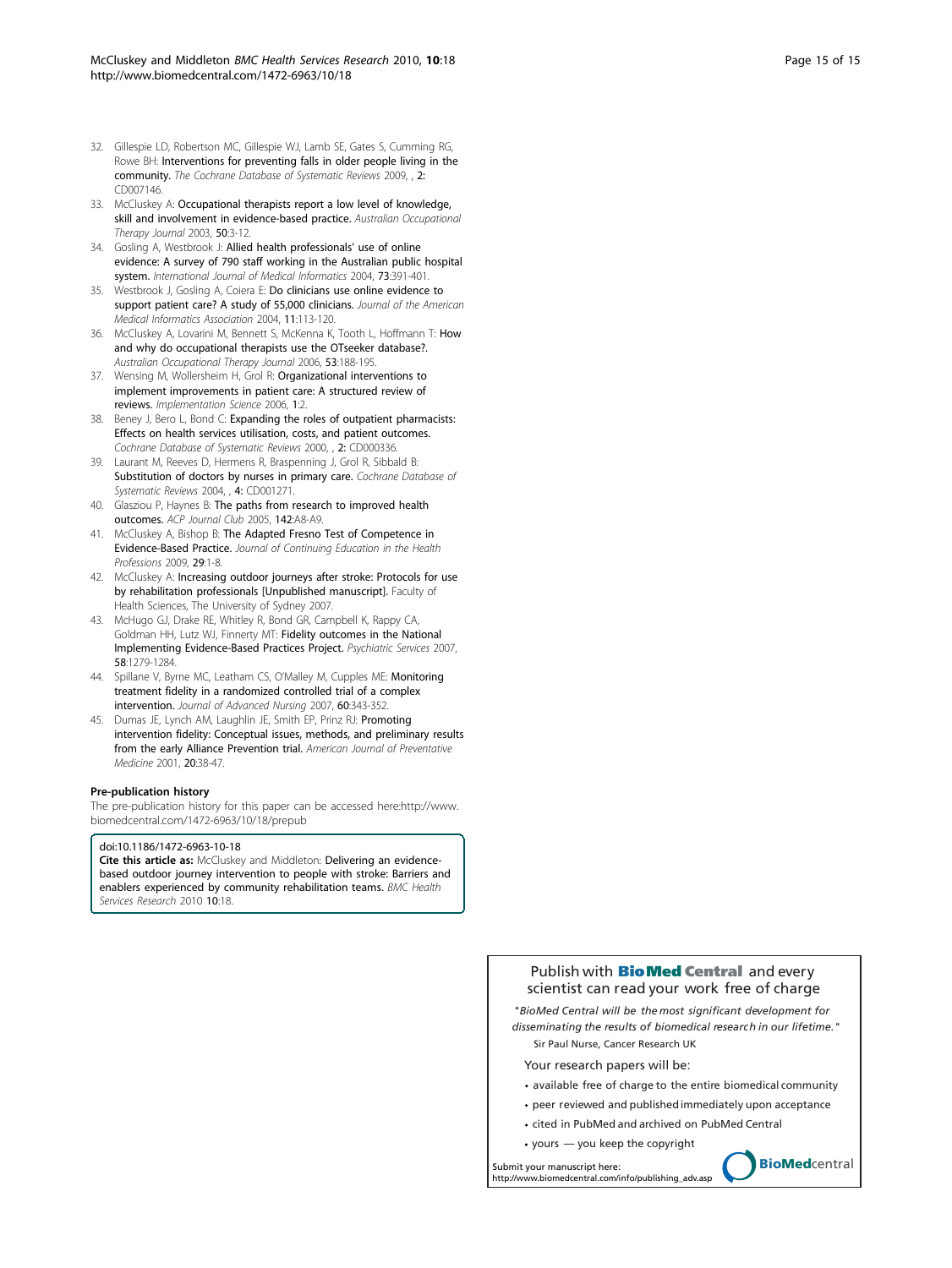32. Gillespie LD, Robertson MC, Gillespie WJ, Lamb SE, Gates S, Cumming RG, Rowe BH: **Interventions for preventing falls in older people living in the community.** *The Cochrane Database of Systematic Reviews* 2009, , **2**: CD007146.
33. McCluskey A: **Occupational therapists report a low level of knowledge, skill and involvement in evidence-based practice.** *Australian Occupational Therapy Journal* 2003, **50**:3-12.
34. Gosling A, Westbrook J: **Allied health professionals' use of online evidence: A survey of 790 staff working in the Australian public hospital system.** *International Journal of Medical Informatics* 2004, **73**:391-401.
35. Westbrook J, Gosling A, Coiera E: **Do clinicians use online evidence to support patient care? A study of 55,000 clinicians.** *Journal of the American Medical Informatics Association* 2004, **11**:113-120.
36. McCluskey A, Lovarini M, Bennett S, McKenna K, Tooth L, Hoffmann T: **How and why do occupational therapists use the OTseeker database?.** *Australian Occupational Therapy Journal* 2006, **53**:188-195.
37. Wensing M, Wollersheim H, Grol R: **Organizational interventions to implement improvements in patient care: A structured review of reviews.** *Implementation Science* 2006, **1**:2.
38. Beney J, Bero L, Bond C: **Expanding the roles of outpatient pharmacists: Effects on health services utilisation, costs, and patient outcomes.** *Cochrane Database of Systematic Reviews* 2000, , **2**: CD000336.
39. Laurant M, Reeves D, Hermens R, Braspenning J, Grol R, Sibbald B: **Substitution of doctors by nurses in primary care.** *Cochrane Database of Systematic Reviews* 2004, , **4**: CD001271.
40. Glasziou P, Haynes B: **The paths from research to improved health outcomes.** *ACP Journal Club* 2005, **142**:A8-A9.
41. McCluskey A, Bishop B: **The Adapted Fresno Test of Competence in Evidence-Based Practice.** *Journal of Continuing Education in the Health Professions* 2009, **29**:1-8.
42. McCluskey A: **Increasing outdoor journeys after stroke: Protocols for use by rehabilitation professionals [Unpublished manuscript].** Faculty of Health Sciences, The University of Sydney 2007.
43. McHugo GJ, Drake RE, Whitley R, Bond GR, Campbell K, Rappy CA, Goldman HH, Lutz WJ, Finnerty MT: **Fidelity outcomes in the National Implementing Evidence-Based Practices Project.** *Psychiatric Services* 2007, **58**:1279-1284.
44. Spillane V, Byrne MC, Leatham CS, O'Malley M, Cupples ME: **Monitoring treatment fidelity in a randomized controlled trial of a complex intervention.** *Journal of Advanced Nursing* 2007, **60**:343-352.
45. Dumas JE, Lynch AM, Laughlin JE, Smith EP, Prinz RJ: **Promoting intervention fidelity: Conceptual issues, methods, and preliminary results from the early Alliance Prevention trial.** *American Journal of Preventative Medicine* 2001, **20**:38-47.

**Pre-publication history**

The pre-publication history for this paper can be accessed here:http://www.biomedcentral.com/1472-6963/10/18/prepub

doi:10.1186/1472-6963-10-18

**Cite this article as:** McCluskey and Middleton: **Delivering an evidence-based outdoor journey intervention to people with stroke: Barriers and enablers experienced by community rehabilitation teams.** *BMC Health Services Research* 2010 **10**:18.

Publish with **BioMed Central** and every scientist can read your work free of charge

*"BioMed Central will be the most significant development for disseminating the results of biomedical research in our lifetime."*

Sir Paul Nurse, Cancer Research UK

Your research papers will be:

- available free of charge to the entire biomedical community
- peer reviewed and published immediately upon acceptance
- cited in PubMed and archived on PubMed Central
- yours — you keep the copyright

Submit your manuscript here:
http://www.biomedcentral.com/info/publishing_adv.asp

BioMedcentral